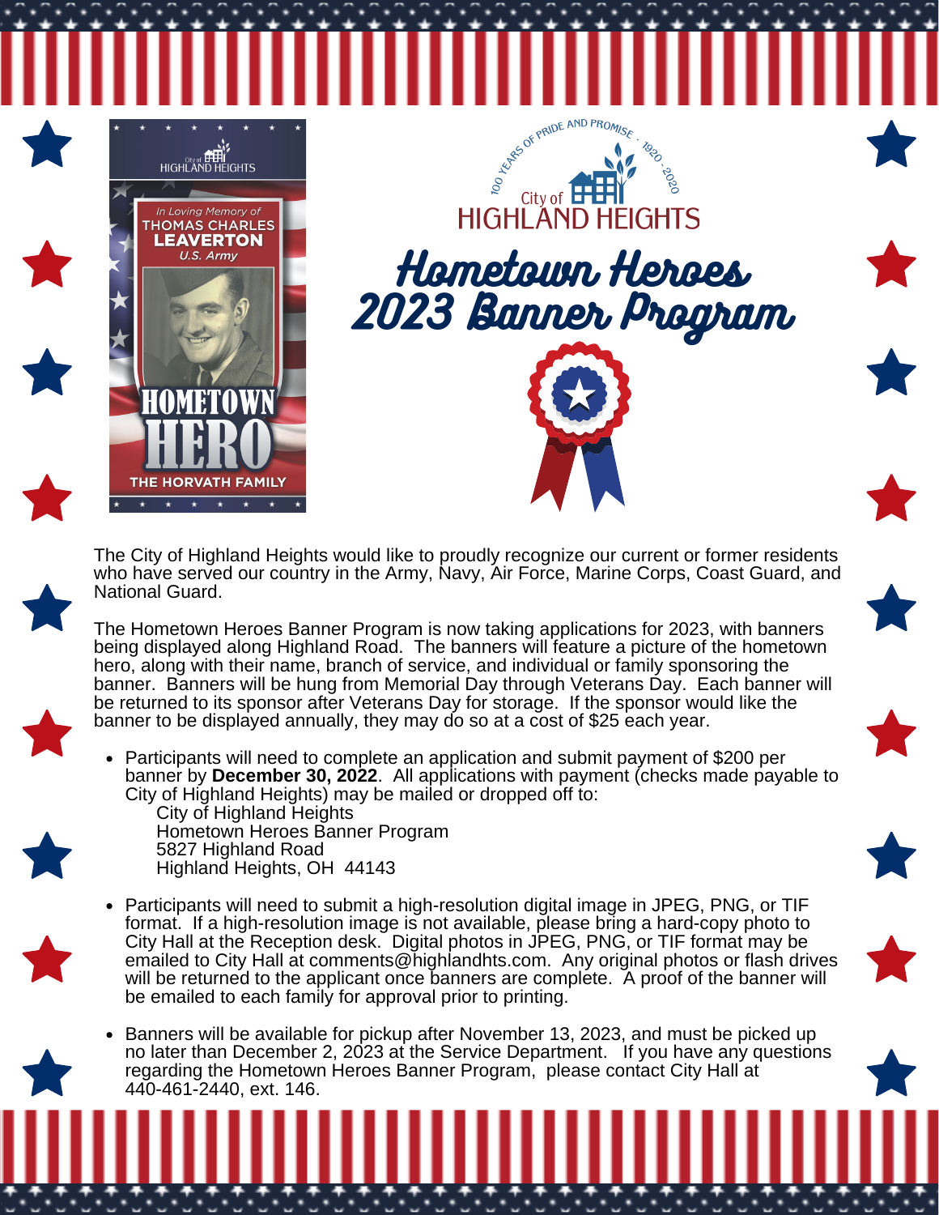In Loving Memory of
THOMAS CHARLES
**LEAVERTON**
*U.S. Army*

**HOMETOWN HERO**

THE HORVATH FAMILY

100 YEARS OF PRIDE AND PROMISE · 1920 - 2020

City of HIGHLAND HEIGHTS

# Hometown Heroes 2023 Banner Program

The City of Highland Heights would like to proudly recognize our current or former residents who have served our country in the Army, Navy, Air Force, Marine Corps, Coast Guard, and National Guard.

The Hometown Heroes Banner Program is now taking applications for 2023, with banners being displayed along Highland Road. The banners will feature a picture of the hometown hero, along with their name, branch of service, and individual or family sponsoring the banner. Banners will be hung from Memorial Day through Veterans Day. Each banner will be returned to its sponsor after Veterans Day for storage. If the sponsor would like the banner to be displayed annually, they may do so at a cost of $25 each year.

- Participants will need to complete an application and submit payment of $200 per banner by **December 30, 2022**. All applications with payment (checks made payable to City of Highland Heights) may be mailed or dropped off to:
  City of Highland Heights
  Hometown Heroes Banner Program
  5827 Highland Road
  Highland Heights, OH 44143

- Participants will need to submit a high-resolution digital image in JPEG, PNG, or TIF format. If a high-resolution image is not available, please bring a hard-copy photo to City Hall at the Reception desk. Digital photos in JPEG, PNG, or TIF format may be emailed to City Hall at comments@highlandhts.com. Any original photos or flash drives will be returned to the applicant once banners are complete. A proof of the banner will be emailed to each family for approval prior to printing.

- Banners will be available for pickup after November 13, 2023, and must be picked up no later than December 2, 2023 at the Service Department. If you have any questions regarding the Hometown Heroes Banner Program, please contact City Hall at 440-461-2440, ext. 146.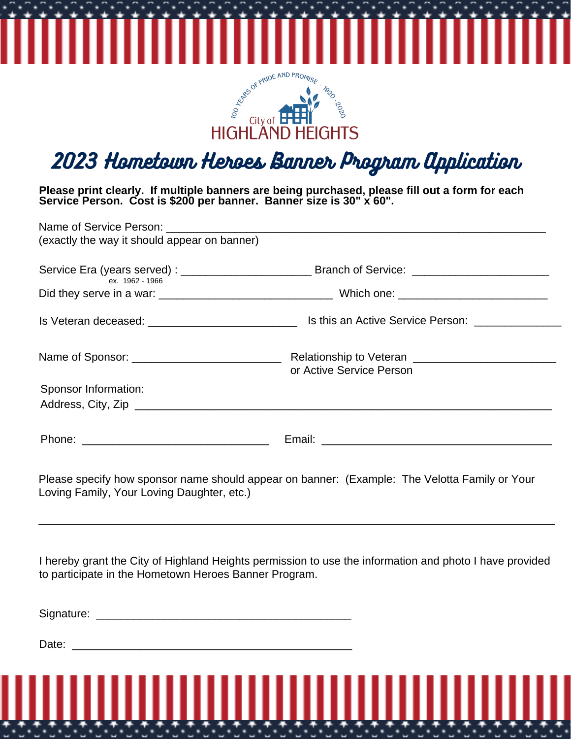100 YEARS OF PRIDE AND PROMISE · 1920 - 2020

City of HIGHLAND HEIGHTS

# 2023 Hometown Heroes Banner Program Application

**Please print clearly. If multiple banners are being purchased, please fill out a form for each Service Person. Cost is $200 per banner. Banner size is 30" x 60".**

Name of Service Person: ______________________________________________________
(exactly the way it should appear on banner)

Service Era (years served) : ____________________ Branch of Service: ____________________
ex. 1962 - 1966

Did they serve in a war: __________________________ Which one: ______________________

Is Veteran deceased: ______________________ Is this an Active Service Person: ____________

Name of Sponsor: ______________________ Relationship to Veteran or Active Service Person ______________________

Sponsor Information:
Address, City, Zip ______________________________________________________________

Phone: ____________________________ Email: __________________________________

Please specify how sponsor name should appear on banner: (Example: The Velotta Family or Your Loving Family, Your Loving Daughter, etc.)

_____________________________________________________________________________

I hereby grant the City of Highland Heights permission to use the information and photo I have provided to participate in the Hometown Heroes Banner Program.

Signature: ______________________________________

Date: __________________________________________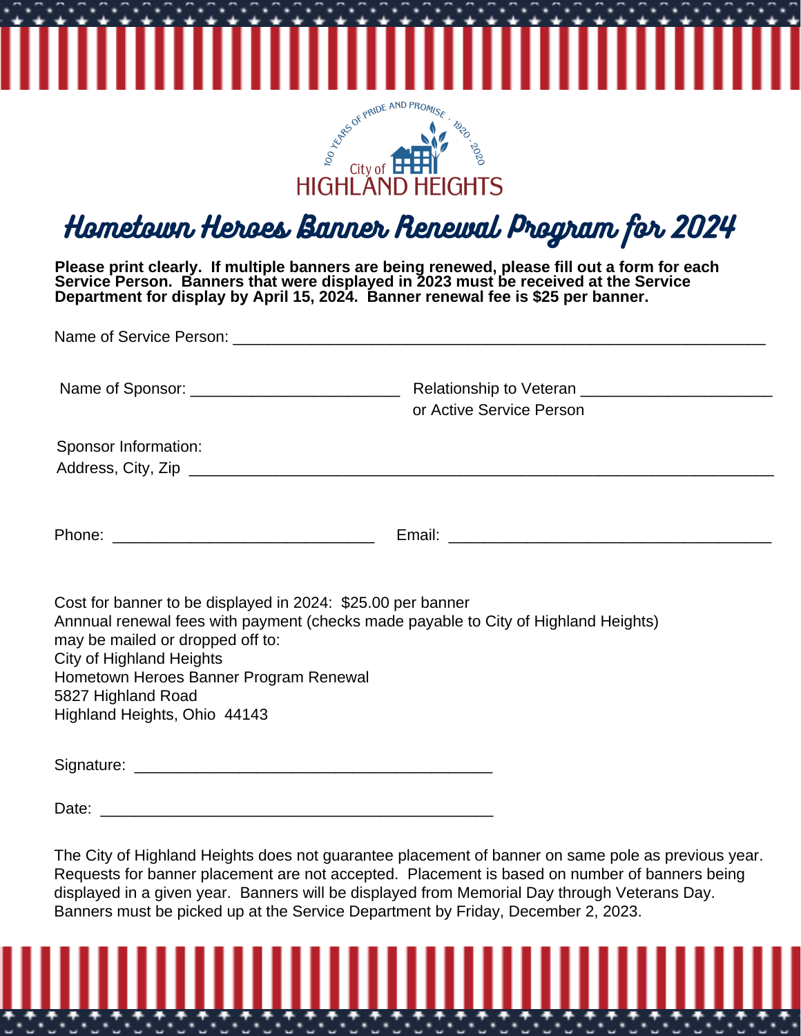100 YEARS OF PRIDE AND PROMISE · 1920 - 2020

City of HIGHLAND HEIGHTS

# Hometown Heroes Banner Renewal Program for 2024

**Please print clearly. If multiple banners are being renewed, please fill out a form for each Service Person. Banners that were displayed in 2023 must be received at the Service Department for display by April 15, 2024. Banner renewal fee is $25 per banner.**

Name of Service Person: ______________________________________________________________

Name of Sponsor: ________________________ Relationship to Veteran ______________________ or Active Service Person

Sponsor Information:
Address, City, Zip ____________________________________________________________________

Phone: ______________________________ Email: _____________________________________

Cost for banner to be displayed in 2024: $25.00 per banner
Annnual renewal fees with payment (checks made payable to City of Highland Heights) may be mailed or dropped off to:
City of Highland Heights
Hometown Heroes Banner Program Renewal
5827 Highland Road
Highland Heights, Ohio 44143

Signature: _________________________________________

Date: ______________________________________________

The City of Highland Heights does not guarantee placement of banner on same pole as previous year. Requests for banner placement are not accepted. Placement is based on number of banners being displayed in a given year. Banners will be displayed from Memorial Day through Veterans Day. Banners must be picked up at the Service Department by Friday, December 2, 2023.